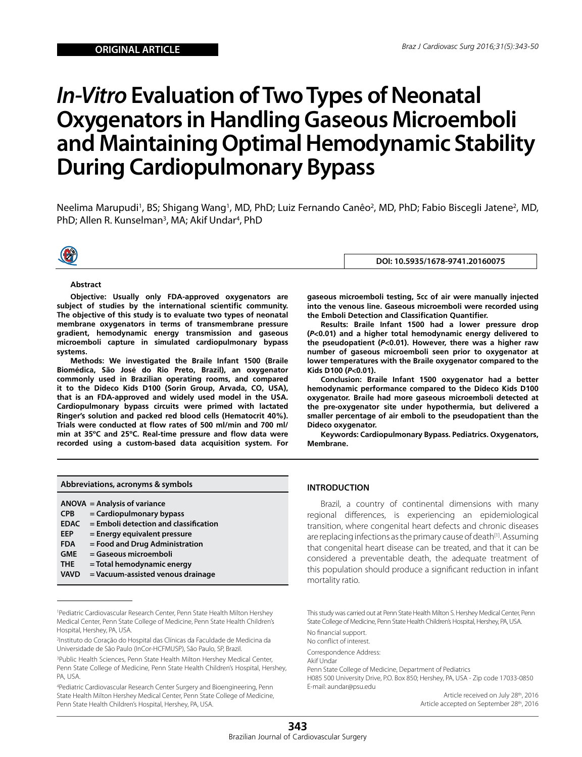ORIGINAL ARTICLE

# *In-Vitro* Evaluation of Two Types of Neonatal Oxygenators in Handling Gaseous Microemboli and Maintaining Optimal Hemodynamic Stability During Cardiopulmonary Bypass

Neelima Marupudi[1], BS; Shigang Wang[1], MD, PhD; Luiz Fernando Canêo[2], MD, PhD; Fabio Biscegli Jatene[2], MD, PhD; Allen R. Kunselman[3], MA; Akif Undar[4], PhD

DOI: 10.5935/1678-9741.20160075

### Abstract

**Objective: Usually only FDA-approved oxygenators are subject of studies by the international scientific community. The objective of this study is to evaluate two types of neonatal membrane oxygenators in terms of transmembrane pressure gradient, hemodynamic energy transmission and gaseous microemboli capture in simulated cardiopulmonary bypass systems.**

**Methods: We investigated the Braile Infant 1500 (Braile Biomédica, São José do Rio Preto, Brazil), an oxygenator commonly used in Brazilian operating rooms, and compared it to the Dideco Kids D100 (Sorin Group, Arvada, CO, USA), that is an FDA-approved and widely used model in the USA. Cardiopulmonary bypass circuits were primed with lactated Ringer's solution and packed red blood cells (Hematocrit 40%). Trials were conducted at flow rates of 500 ml/min and 700 ml/min at 35°C and 25°C. Real-time pressure and flow data were recorded using a custom-based data acquisition system. For gaseous microemboli testing, 5cc of air were manually injected into the venous line. Gaseous microemboli were recorded using the Emboli Detection and Classification Quantifier.**

**Results: Braile Infant 1500 had a lower pressure drop (*P*<0.01) and a higher total hemodynamic energy delivered to the pseudopatient (*P*<0.01). However, there was a higher raw number of gaseous microemboli seen prior to oxygenator at lower temperatures with the Braile oxygenator compared to the Kids D100 (*P*<0.01).**

**Conclusion: Braile Infant 1500 oxygenator had a better hemodynamic performance compared to the Dideco Kids D100 oxygenator. Braile had more gaseous microemboli detected at the pre-oxygenator site under hypothermia, but delivered a smaller percentage of air emboli to the pseudopatient than the Dideco oxygenator.**

**Keywords: Cardiopulmonary Bypass. Pediatrics. Oxygenators, Membrane.**

| **Abbreviations, acronyms & symbols** | |
|---|---|
| **ANOVA** | **= Analysis of variance** |
| **CPB** | **= Cardiopulmonary bypass** |
| **EDAC** | **= Emboli detection and classification** |
| **EEP** | **= Energy equivalent pressure** |
| **FDA** | **= Food and Drug Administration** |
| **GME** | **= Gaseous microemboli** |
| **THE** | **= Total hemodynamic energy** |
| **VAVD** | **= Vacuum-assisted venous drainage** |

## INTRODUCTION

Brazil, a country of continental dimensions with many regional differences, is experiencing an epidemiological transition, where congenital heart defects and chronic diseases are replacing infections as the primary cause of death[1]. Assuming that congenital heart disease can be treated, and that it can be considered a preventable death, the adequate treatment of this population should produce a significant reduction in infant mortality ratio.

[1]Pediatric Cardiovascular Research Center, Penn State Health Milton Hershey Medical Center, Penn State College of Medicine, Penn State Health Children's Hospital, Hershey, PA, USA.

[2]Instituto do Coração do Hospital das Clínicas da Faculdade de Medicina da Universidade de São Paulo (InCor-HCFMUSP), São Paulo, SP, Brazil.

[3]Public Health Sciences, Penn State Health Milton Hershey Medical Center, Penn State College of Medicine, Penn State Health Children's Hospital, Hershey, PA, USA.

[4]Pediatric Cardiovascular Research Center Surgery and Bioengineering, Penn State Health Milton Hershey Medical Center, Penn State College of Medicine, Penn State Health Children's Hospital, Hershey, PA, USA.

This study was carried out at Penn State Health Milton S. Hershey Medical Center, Penn State College of Medicine, Penn State Health Children's Hospital, Hershey, PA, USA.

No financial support.

No conflict of interest.

Correspondence Address:
Akif Undar
Penn State College of Medicine, Department of Pediatrics
H085 500 University Drive, P.O. Box 850; Hershey, PA, USA - Zip code 17033-0850
E-mail: aundar@psu.edu

Article received on July 28th, 2016
Article accepted on September 28th, 2016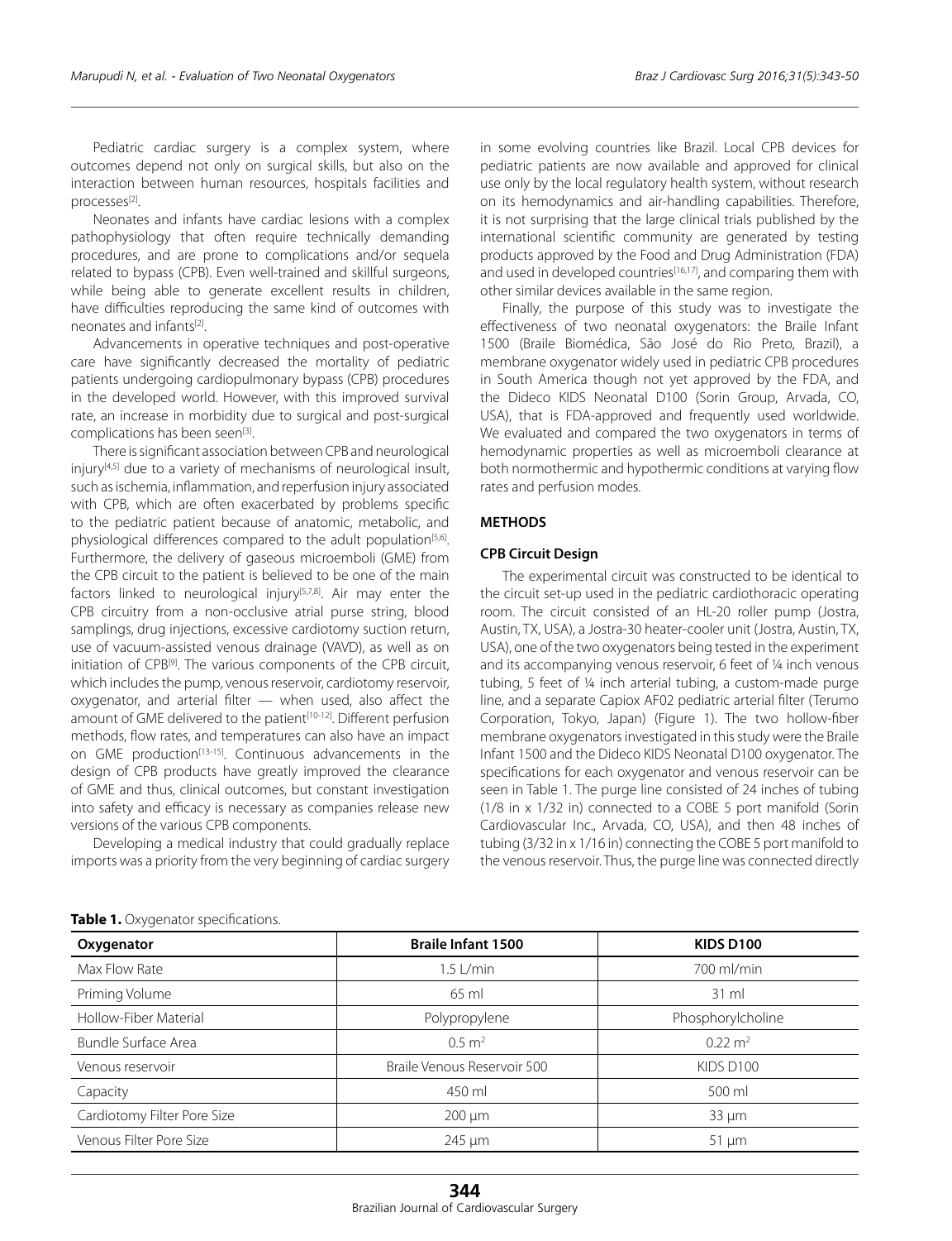Pediatric cardiac surgery is a complex system, where outcomes depend not only on surgical skills, but also on the interaction between human resources, hospitals facilities and processes[2].

Neonates and infants have cardiac lesions with a complex pathophysiology that often require technically demanding procedures, and are prone to complications and/or sequela related to bypass (CPB). Even well-trained and skillful surgeons, while being able to generate excellent results in children, have difficulties reproducing the same kind of outcomes with neonates and infants[2].

Advancements in operative techniques and post-operative care have significantly decreased the mortality of pediatric patients undergoing cardiopulmonary bypass (CPB) procedures in the developed world. However, with this improved survival rate, an increase in morbidity due to surgical and post-surgical complications has been seen[3].

There is significant association between CPB and neurological injury[4,5] due to a variety of mechanisms of neurological insult, such as ischemia, inflammation, and reperfusion injury associated with CPB, which are often exacerbated by problems specific to the pediatric patient because of anatomic, metabolic, and physiological differences compared to the adult population[5,6]. Furthermore, the delivery of gaseous microemboli (GME) from the CPB circuit to the patient is believed to be one of the main factors linked to neurological injury[5,7,8]. Air may enter the CPB circuitry from a non-occlusive atrial purse string, blood samplings, drug injections, excessive cardiotomy suction return, use of vacuum-assisted venous drainage (VAVD), as well as on initiation of CPB[9]. The various components of the CPB circuit, which includes the pump, venous reservoir, cardiotomy reservoir, oxygenator, and arterial filter — when used, also affect the amount of GME delivered to the patient[10-12]. Different perfusion methods, flow rates, and temperatures can also have an impact on GME production[13-15]. Continuous advancements in the design of CPB products have greatly improved the clearance of GME and thus, clinical outcomes, but constant investigation into safety and efficacy is necessary as companies release new versions of the various CPB components.

Developing a medical industry that could gradually replace imports was a priority from the very beginning of cardiac surgery in some evolving countries like Brazil. Local CPB devices for pediatric patients are now available and approved for clinical use only by the local regulatory health system, without research on its hemodynamics and air-handling capabilities. Therefore, it is not surprising that the large clinical trials published by the international scientific community are generated by testing products approved by the Food and Drug Administration (FDA) and used in developed countries[16,17], and comparing them with other similar devices available in the same region.

Finally, the purpose of this study was to investigate the effectiveness of two neonatal oxygenators: the Braile Infant 1500 (Braile Biomédica, São José do Rio Preto, Brazil), a membrane oxygenator widely used in pediatric CPB procedures in South America though not yet approved by the FDA, and the Dideco KIDS Neonatal D100 (Sorin Group, Arvada, CO, USA), that is FDA-approved and frequently used worldwide. We evaluated and compared the two oxygenators in terms of hemodynamic properties as well as microemboli clearance at both normothermic and hypothermic conditions at varying flow rates and perfusion modes.

## METHODS

### CPB Circuit Design

The experimental circuit was constructed to be identical to the circuit set-up used in the pediatric cardiothoracic operating room. The circuit consisted of an HL-20 roller pump (Jostra, Austin, TX, USA), a Jostra-30 heater-cooler unit (Jostra, Austin, TX, USA), one of the two oxygenators being tested in the experiment and its accompanying venous reservoir, 6 feet of ¼ inch venous tubing, 5 feet of ¼ inch arterial tubing, a custom-made purge line, and a separate Capiox AF02 pediatric arterial filter (Terumo Corporation, Tokyo, Japan) (Figure 1). The two hollow-fiber membrane oxygenators investigated in this study were the Braile Infant 1500 and the Dideco KIDS Neonatal D100 oxygenator. The specifications for each oxygenator and venous reservoir can be seen in Table 1. The purge line consisted of 24 inches of tubing (1/8 in x 1/32 in) connected to a COBE 5 port manifold (Sorin Cardiovascular Inc., Arvada, CO, USA), and then 48 inches of tubing (3/32 in x 1/16 in) connecting the COBE 5 port manifold to the venous reservoir. Thus, the purge line was connected directly

**Table 1.** Oxygenator specifications.

| Oxygenator | Braile Infant 1500 | KIDS D100 |
|---|---|---|
| Max Flow Rate | 1.5 L/min | 700 ml/min |
| Priming Volume | 65 ml | 31 ml |
| Hollow-Fiber Material | Polypropylene | Phosphorylcholine |
| Bundle Surface Area | 0.5 m² | 0.22 m² |
| Venous reservoir | Braile Venous Reservoir 500 | KIDS D100 |
| Capacity | 450 ml | 500 ml |
| Cardiotomy Filter Pore Size | 200 µm | 33 µm |
| Venous Filter Pore Size | 245 µm | 51 µm |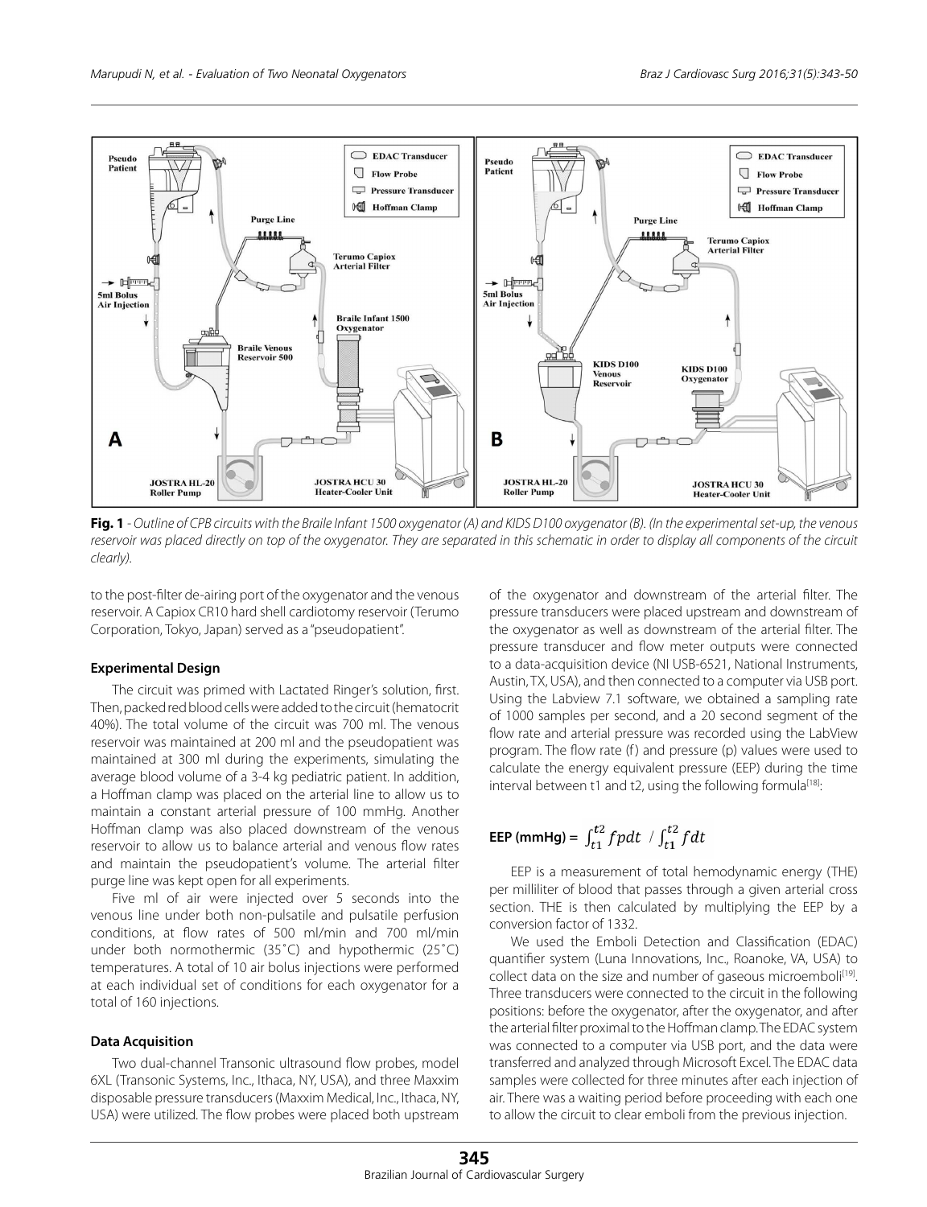**Fig. 1** - *Outline of CPB circuits with the Braile Infant 1500 oxygenator (A) and KIDS D100 oxygenator (B). (In the experimental set-up, the venous reservoir was placed directly on top of the oxygenator. They are separated in this schematic in order to display all components of the circuit clearly).*

to the post-filter de-airing port of the oxygenator and the venous reservoir. A Capiox CR10 hard shell cardiotomy reservoir (Terumo Corporation, Tokyo, Japan) served as a "pseudopatient".

### Experimental Design

The circuit was primed with Lactated Ringer's solution, first. Then, packed red blood cells were added to the circuit (hematocrit 40%). The total volume of the circuit was 700 ml. The venous reservoir was maintained at 200 ml and the pseudopatient was maintained at 300 ml during the experiments, simulating the average blood volume of a 3-4 kg pediatric patient. In addition, a Hoffman clamp was placed on the arterial line to allow us to maintain a constant arterial pressure of 100 mmHg. Another Hoffman clamp was also placed downstream of the venous reservoir to allow us to balance arterial and venous flow rates and maintain the pseudopatient's volume. The arterial filter purge line was kept open for all experiments.

Five ml of air were injected over 5 seconds into the venous line under both non-pulsatile and pulsatile perfusion conditions, at flow rates of 500 ml/min and 700 ml/min under both normothermic (35˚C) and hypothermic (25˚C) temperatures. A total of 10 air bolus injections were performed at each individual set of conditions for each oxygenator for a total of 160 injections.

### Data Acquisition

Two dual-channel Transonic ultrasound flow probes, model 6XL (Transonic Systems, Inc., Ithaca, NY, USA), and three Maxxim disposable pressure transducers (Maxxim Medical, Inc., Ithaca, NY, USA) were utilized. The flow probes were placed both upstream of the oxygenator and downstream of the arterial filter. The pressure transducers were placed upstream and downstream of the oxygenator as well as downstream of the arterial filter. The pressure transducer and flow meter outputs were connected to a data-acquisition device (NI USB-6521, National Instruments, Austin, TX, USA), and then connected to a computer via USB port. Using the Labview 7.1 software, we obtained a sampling rate of 1000 samples per second, and a 20 second segment of the flow rate and arterial pressure was recorded using the LabView program. The flow rate (f) and pressure (p) values were used to calculate the energy equivalent pressure (EEP) during the time interval between t1 and t2, using the following formula[18]:

$$\text{EEP (mmHg)} = \int_{t1}^{t2} fp\,dt \; / \int_{t1}^{t2} f\,dt$$

EEP is a measurement of total hemodynamic energy (THE) per milliliter of blood that passes through a given arterial cross section. THE is then calculated by multiplying the EEP by a conversion factor of 1332.

We used the Emboli Detection and Classification (EDAC) quantifier system (Luna Innovations, Inc., Roanoke, VA, USA) to collect data on the size and number of gaseous microemboli[19]. Three transducers were connected to the circuit in the following positions: before the oxygenator, after the oxygenator, and after the arterial filter proximal to the Hoffman clamp. The EDAC system was connected to a computer via USB port, and the data were transferred and analyzed through Microsoft Excel. The EDAC data samples were collected for three minutes after each injection of air. There was a waiting period before proceeding with each one to allow the circuit to clear emboli from the previous injection.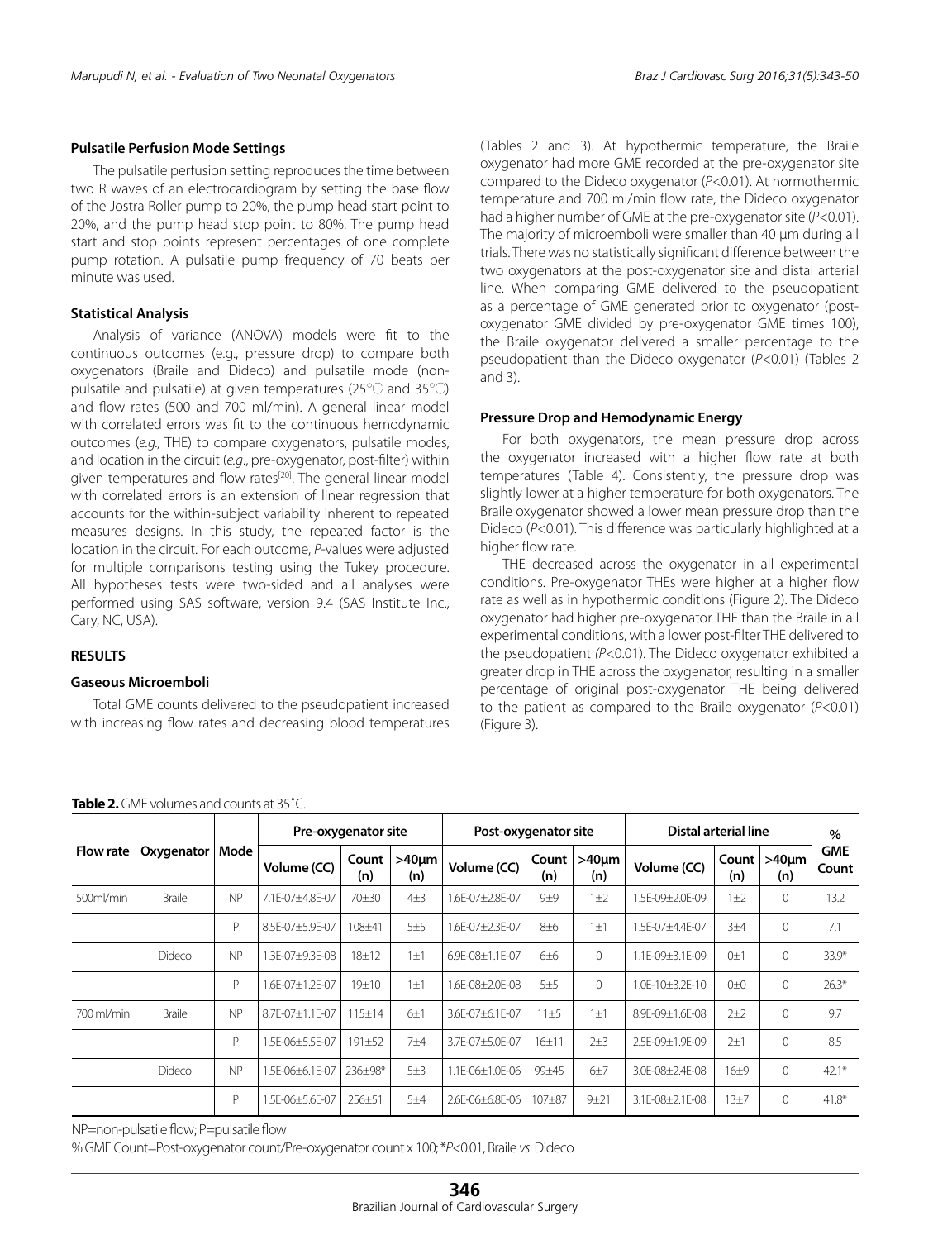### Pulsatile Perfusion Mode Settings

The pulsatile perfusion setting reproduces the time between two R waves of an electrocardiogram by setting the base flow of the Jostra Roller pump to 20%, the pump head start point to 20%, and the pump head stop point to 80%. The pump head start and stop points represent percentages of one complete pump rotation. A pulsatile pump frequency of 70 beats per minute was used.

### Statistical Analysis

Analysis of variance (ANOVA) models were fit to the continuous outcomes (e.g., pressure drop) to compare both oxygenators (Braile and Dideco) and pulsatile mode (non-pulsatile and pulsatile) at given temperatures (25°C and 35°C) and flow rates (500 and 700 ml/min). A general linear model with correlated errors was fit to the continuous hemodynamic outcomes (*e.g.,* THE) to compare oxygenators, pulsatile modes, and location in the circuit (*e.g.*, pre-oxygenator, post-filter) within given temperatures and flow rates[20]. The general linear model with correlated errors is an extension of linear regression that accounts for the within-subject variability inherent to repeated measures designs. In this study, the repeated factor is the location in the circuit. For each outcome, *P*-values were adjusted for multiple comparisons testing using the Tukey procedure. All hypotheses tests were two-sided and all analyses were performed using SAS software, version 9.4 (SAS Institute Inc., Cary, NC, USA).

## RESULTS

### Gaseous Microemboli

Total GME counts delivered to the pseudopatient increased with increasing flow rates and decreasing blood temperatures (Tables 2 and 3). At hypothermic temperature, the Braile oxygenator had more GME recorded at the pre-oxygenator site compared to the Dideco oxygenator (*P*<0.01). At normothermic temperature and 700 ml/min flow rate, the Dideco oxygenator had a higher number of GME at the pre-oxygenator site (*P*<0.01). The majority of microemboli were smaller than 40 µm during all trials. There was no statistically significant difference between the two oxygenators at the post-oxygenator site and distal arterial line. When comparing GME delivered to the pseudopatient as a percentage of GME generated prior to oxygenator (post-oxygenator GME divided by pre-oxygenator GME times 100), the Braile oxygenator delivered a smaller percentage to the pseudopatient than the Dideco oxygenator (*P*<0.01) (Tables 2 and 3).

### Pressure Drop and Hemodynamic Energy

For both oxygenators, the mean pressure drop across the oxygenator increased with a higher flow rate at both temperatures (Table 4). Consistently, the pressure drop was slightly lower at a higher temperature for both oxygenators. The Braile oxygenator showed a lower mean pressure drop than the Dideco (*P*<0.01). This difference was particularly highlighted at a higher flow rate.

THE decreased across the oxygenator in all experimental conditions. Pre-oxygenator THEs were higher at a higher flow rate as well as in hypothermic conditions (Figure 2). The Dideco oxygenator had higher pre-oxygenator THE than the Braile in all experimental conditions, with a lower post-filter THE delivered to the pseudopatient *(P*<0.01). The Dideco oxygenator exhibited a greater drop in THE across the oxygenator, resulting in a smaller percentage of original post-oxygenator THE being delivered to the patient as compared to the Braile oxygenator (*P*<0.01) (Figure 3).

**Table 2.** GME volumes and counts at 35˚C.

| Flow rate | Oxygenator | Mode | Pre-oxygenator site | | | Post-oxygenator site | | | Distal arterial line | | | % GME Count |
|---|---|---|---|---|---|---|---|---|---|---|---|---|
| | | | Volume (CC) | Count (n) | >40µm (n) | Volume (CC) | Count (n) | >40µm (n) | Volume (CC) | Count (n) | >40µm (n) | |
| 500ml/min | Braile | NP | 7.1E-07±4.8E-07 | 70±30 | 4±3 | 1.6E-07±2.8E-07 | 9±9 | 1±2 | 1.5E-09±2.0E-09 | 1±2 | 0 | 13.2 |
| | | P | 8.5E-07±5.9E-07 | 108±41 | 5±5 | 1.6E-07±2.3E-07 | 8±6 | 1±1 | 1.5E-07±4.4E-07 | 3±4 | 0 | 7.1 |
| | Dideco | NP | 1.3E-07±9.3E-08 | 18±12 | 1±1 | 6.9E-08±1.1E-07 | 6±6 | 0 | 1.1E-09±3.1E-09 | 0±1 | 0 | 33.9* |
| | | P | 1.6E-07±1.2E-07 | 19±10 | 1±1 | 1.6E-08±2.0E-08 | 5±5 | 0 | 1.0E-10±3.2E-10 | 0±0 | 0 | 26.3* |
| 700 ml/min | Braile | NP | 8.7E-07±1.1E-07 | 115±14 | 6±1 | 3.6E-07±6.1E-07 | 11±5 | 1±1 | 8.9E-09±1.6E-08 | 2±2 | 0 | 9.7 |
| | | P | 1.5E-06±5.5E-07 | 191±52 | 7±4 | 3.7E-07±5.0E-07 | 16±11 | 2±3 | 2.5E-09±1.9E-09 | 2±1 | 0 | 8.5 |
| | Dideco | NP | 1.5E-06±6.1E-07 | 236±98* | 5±3 | 1.1E-06±1.0E-06 | 99±45 | 6±7 | 3.0E-08±2.4E-08 | 16±9 | 0 | 42.1* |
| | | P | 1.5E-06±5.6E-07 | 256±51 | 5±4 | 2.6E-06±6.8E-06 | 107±87 | 9±21 | 3.1E-08±2.1E-08 | 13±7 | 0 | 41.8* |

NP=non-pulsatile flow; P=pulsatile flow

% GME Count=Post-oxygenator count/Pre-oxygenator count x 100; \**P*<0.01, Braile *vs.* Dideco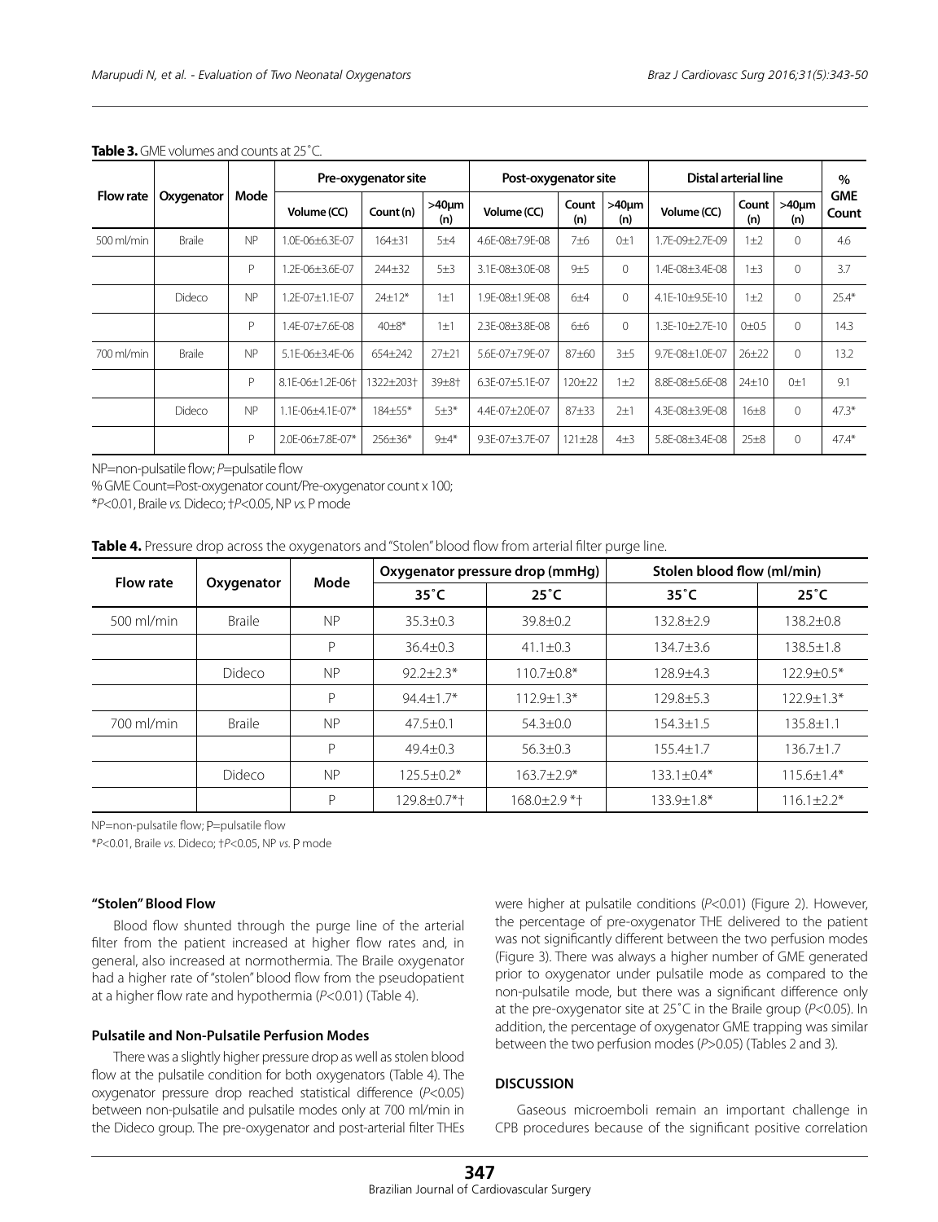**Table 3.** GME volumes and counts at 25˚C.

| Flow rate | Oxygenator | Mode | Pre-oxygenator site | | | Post-oxygenator site | | | Distal arterial line | | | % GME Count |
|---|---|---|---|---|---|---|---|---|---|---|---|---|
| | | | Volume (CC) | Count (n) | >40µm (n) | Volume (CC) | Count (n) | >40µm (n) | Volume (CC) | Count (n) | >40µm (n) | |
| 500 ml/min | Braile | NP | 1.0E-06±6.3E-07 | 164±31 | 5±4 | 4.6E-08±7.9E-08 | 7±6 | 0±1 | 1.7E-09±2.7E-09 | 1±2 | 0 | 4.6 |
| | | P | 1.2E-06±3.6E-07 | 244±32 | 5±3 | 3.1E-08±3.0E-08 | 9±5 | 0 | 1.4E-08±3.4E-08 | 1±3 | 0 | 3.7 |
| | Dideco | NP | 1.2E-07±1.1E-07 | 24±12* | 1±1 | 1.9E-08±1.9E-08 | 6±4 | 0 | 4.1E-10±9.5E-10 | 1±2 | 0 | 25.4* |
| | | P | 1.4E-07±7.6E-08 | 40±8* | 1±1 | 2.3E-08±3.8E-08 | 6±6 | 0 | 1.3E-10±2.7E-10 | 0±0.5 | 0 | 14.3 |
| 700 ml/min | Braile | NP | 5.1E-06±3.4E-06 | 654±242 | 27±21 | 5.6E-07±7.9E-07 | 87±60 | 3±5 | 9.7E-08±1.0E-07 | 26±22 | 0 | 13.2 |
| | | P | 8.1E-06±1.2E-06† | 1322±203† | 39±8† | 6.3E-07±5.1E-07 | 120±22 | 1±2 | 8.8E-08±5.6E-08 | 24±10 | 0±1 | 9.1 |
| | Dideco | NP | 1.1E-06±4.1E-07* | 184±55* | 5±3* | 4.4E-07±2.0E-07 | 87±33 | 2±1 | 4.3E-08±3.9E-08 | 16±8 | 0 | 47.3* |
| | | P | 2.0E-06±7.8E-07* | 256±36* | 9±4* | 9.3E-07±3.7E-07 | 121±28 | 4±3 | 5.8E-08±3.4E-08 | 25±8 | 0 | 47.4* |

NP=non-pulsatile flow; *P*=pulsatile flow

% GME Count=Post-oxygenator count/Pre-oxygenator count x 100;

\**P*<0.01, Braile *vs.* Dideco; †*P*<0.05, NP *vs.* P mode

**Table 4.** Pressure drop across the oxygenators and "Stolen" blood flow from arterial filter purge line.

| Flow rate | Oxygenator | Mode | Oxygenator pressure drop (mmHg) | | Stolen blood flow (ml/min) | |
|---|---|---|---|---|---|---|
| | | | 35˚C | 25˚C | 35˚C | 25˚C |
| 500 ml/min | Braile | NP | 35.3±0.3 | 39.8±0.2 | 132.8±2.9 | 138.2±0.8 |
| | | P | 36.4±0.3 | 41.1±0.3 | 134.7±3.6 | 138.5±1.8 |
| | Dideco | NP | 92.2±2.3* | 110.7±0.8* | 128.9±4.3 | 122.9±0.5* |
| | | P | 94.4±1.7* | 112.9±1.3* | 129.8±5.3 | 122.9±1.3* |
| 700 ml/min | Braile | NP | 47.5±0.1 | 54.3±0.0 | 154.3±1.5 | 135.8±1.1 |
| | | P | 49.4±0.3 | 56.3±0.3 | 155.4±1.7 | 136.7±1.7 |
| | Dideco | NP | 125.5±0.2* | 163.7±2.9* | 133.1±0.4* | 115.6±1.4* |
| | | P | 129.8±0.7*† | 168.0±2.9 *† | 133.9±1.8* | 116.1±2.2* |

NP=non-pulsatile flow; P=pulsatile flow

\**P*<0.01, Braile *vs*. Dideco; †*P*<0.05, NP *vs.* P mode

### "Stolen" Blood Flow

Blood flow shunted through the purge line of the arterial filter from the patient increased at higher flow rates and, in general, also increased at normothermia. The Braile oxygenator had a higher rate of "stolen" blood flow from the pseudopatient at a higher flow rate and hypothermia (*P*<0.01) (Table 4).

### Pulsatile and Non-Pulsatile Perfusion Modes

There was a slightly higher pressure drop as well as stolen blood flow at the pulsatile condition for both oxygenators (Table 4). The oxygenator pressure drop reached statistical difference (*P*<0.05) between non-pulsatile and pulsatile modes only at 700 ml/min in the Dideco group. The pre-oxygenator and post-arterial filter THEs were higher at pulsatile conditions (*P*<0.01) (Figure 2). However, the percentage of pre-oxygenator THE delivered to the patient was not significantly different between the two perfusion modes (Figure 3). There was always a higher number of GME generated prior to oxygenator under pulsatile mode as compared to the non-pulsatile mode, but there was a significant difference only at the pre-oxygenator site at 25˚C in the Braile group (*P*<0.05). In addition, the percentage of oxygenator GME trapping was similar between the two perfusion modes (*P*>0.05) (Tables 2 and 3).

## DISCUSSION

Gaseous microemboli remain an important challenge in CPB procedures because of the significant positive correlation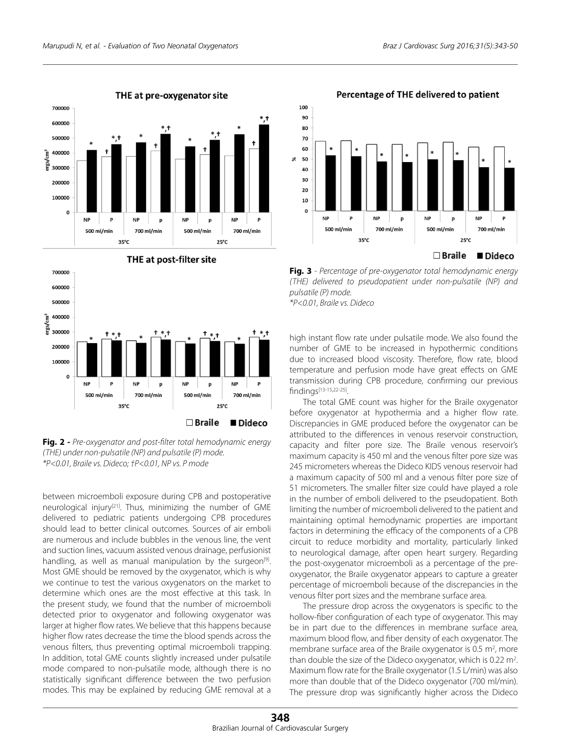**Fig. 2 -** *Pre-oxygenator and post-filter total hemodynamic energy (THE) under non-pulsatile (NP) and pulsatile (P) mode.*
*\*P<0.01, Braile vs. Dideco; †P<0.01, NP vs. P mode*

**Fig. 3** - *Percentage of pre-oxygenator total hemodynamic energy (THE) delivered to pseudopatient under non-pulsatile (NP) and pulsatile (P) mode.*
*\*P<0.01, Braile vs. Dideco*

between microemboli exposure during CPB and postoperative neurological injury[21]. Thus, minimizing the number of GME delivered to pediatric patients undergoing CPB procedures should lead to better clinical outcomes. Sources of air emboli are numerous and include bubbles in the venous line, the vent and suction lines, vacuum assisted venous drainage, perfusionist handling, as well as manual manipulation by the surgeon[9]. Most GME should be removed by the oxygenator, which is why we continue to test the various oxygenators on the market to determine which ones are the most effective at this task. In the present study, we found that the number of microemboli detected prior to oxygenator and following oxygenator was larger at higher flow rates. We believe that this happens because higher flow rates decrease the time the blood spends across the venous filters, thus preventing optimal microemboli trapping. In addition, total GME counts slightly increased under pulsatile mode compared to non-pulsatile mode, although there is no statistically significant difference between the two perfusion modes. This may be explained by reducing GME removal at a high instant flow rate under pulsatile mode. We also found the number of GME to be increased in hypothermic conditions due to increased blood viscosity. Therefore, flow rate, blood temperature and perfusion mode have great effects on GME transmission during CPB procedure, confirming our previous findings[13-15,22-25].

The total GME count was higher for the Braile oxygenator before oxygenator at hypothermia and a higher flow rate. Discrepancies in GME produced before the oxygenator can be attributed to the differences in venous reservoir construction, capacity and filter pore size. The Braile venous reservoir's maximum capacity is 450 ml and the venous filter pore size was 245 micrometers whereas the Dideco KIDS venous reservoir had a maximum capacity of 500 ml and a venous filter pore size of 51 micrometers. The smaller filter size could have played a role in the number of emboli delivered to the pseudopatient. Both limiting the number of microemboli delivered to the patient and maintaining optimal hemodynamic properties are important factors in determining the efficacy of the components of a CPB circuit to reduce morbidity and mortality, particularly linked to neurological damage, after open heart surgery. Regarding the post-oxygenator microemboli as a percentage of the pre-oxygenator, the Braile oxygenator appears to capture a greater percentage of microemboli because of the discrepancies in the venous filter port sizes and the membrane surface area.

The pressure drop across the oxygenators is specific to the hollow-fiber configuration of each type of oxygenator. This may be in part due to the differences in membrane surface area, maximum blood flow, and fiber density of each oxygenator. The membrane surface area of the Braile oxygenator is 0.5 $m^2$, more than double the size of the Dideco oxygenator, which is 0.22 $m^2$. Maximum flow rate for the Braile oxygenator (1.5 L/min) was also more than double that of the Dideco oxygenator (700 ml/min). The pressure drop was significantly higher across the Dideco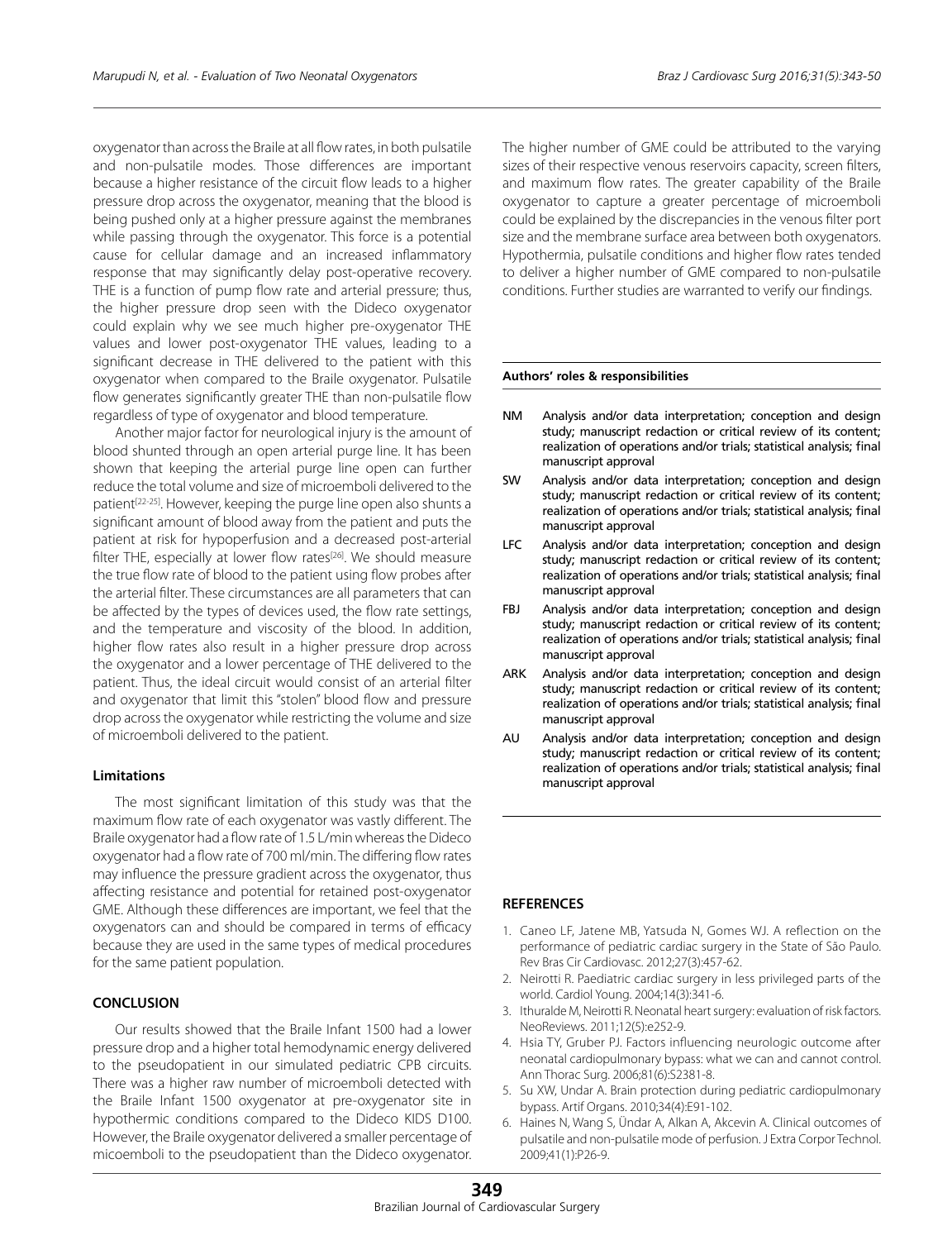oxygenator than across the Braile at all flow rates, in both pulsatile and non-pulsatile modes. Those differences are important because a higher resistance of the circuit flow leads to a higher pressure drop across the oxygenator, meaning that the blood is being pushed only at a higher pressure against the membranes while passing through the oxygenator. This force is a potential cause for cellular damage and an increased inflammatory response that may significantly delay post-operative recovery. THE is a function of pump flow rate and arterial pressure; thus, the higher pressure drop seen with the Dideco oxygenator could explain why we see much higher pre-oxygenator THE values and lower post-oxygenator THE values, leading to a significant decrease in THE delivered to the patient with this oxygenator when compared to the Braile oxygenator. Pulsatile flow generates significantly greater THE than non-pulsatile flow regardless of type of oxygenator and blood temperature.

Another major factor for neurological injury is the amount of blood shunted through an open arterial purge line. It has been shown that keeping the arterial purge line open can further reduce the total volume and size of microemboli delivered to the patient[22-25]. However, keeping the purge line open also shunts a significant amount of blood away from the patient and puts the patient at risk for hypoperfusion and a decreased post-arterial filter THE, especially at lower flow rates[26]. We should measure the true flow rate of blood to the patient using flow probes after the arterial filter. These circumstances are all parameters that can be affected by the types of devices used, the flow rate settings, and the temperature and viscosity of the blood. In addition, higher flow rates also result in a higher pressure drop across the oxygenator and a lower percentage of THE delivered to the patient. Thus, the ideal circuit would consist of an arterial filter and oxygenator that limit this "stolen" blood flow and pressure drop across the oxygenator while restricting the volume and size of microemboli delivered to the patient.

### Limitations

The most significant limitation of this study was that the maximum flow rate of each oxygenator was vastly different. The Braile oxygenator had a flow rate of 1.5 L/min whereas the Dideco oxygenator had a flow rate of 700 ml/min. The differing flow rates may influence the pressure gradient across the oxygenator, thus affecting resistance and potential for retained post-oxygenator GME. Although these differences are important, we feel that the oxygenators can and should be compared in terms of efficacy because they are used in the same types of medical procedures for the same patient population.

## CONCLUSION

Our results showed that the Braile Infant 1500 had a lower pressure drop and a higher total hemodynamic energy delivered to the pseudopatient in our simulated pediatric CPB circuits. There was a higher raw number of microemboli detected with the Braile Infant 1500 oxygenator at pre-oxygenator site in hypothermic conditions compared to the Dideco KIDS D100. However, the Braile oxygenator delivered a smaller percentage of micoemboli to the pseudopatient than the Dideco oxygenator. The higher number of GME could be attributed to the varying sizes of their respective venous reservoirs capacity, screen filters, and maximum flow rates. The greater capability of the Braile oxygenator to capture a greater percentage of microemboli could be explained by the discrepancies in the venous filter port size and the membrane surface area between both oxygenators. Hypothermia, pulsatile conditions and higher flow rates tended to deliver a higher number of GME compared to non-pulsatile conditions. Further studies are warranted to verify our findings.

**Authors' roles & responsibilities**

| | |
|---|---|
| NM | Analysis and/or data interpretation; conception and design study; manuscript redaction or critical review of its content; realization of operations and/or trials; statistical analysis; final manuscript approval |
| SW | Analysis and/or data interpretation; conception and design study; manuscript redaction or critical review of its content; realization of operations and/or trials; statistical analysis; final manuscript approval |
| LFC | Analysis and/or data interpretation; conception and design study; manuscript redaction or critical review of its content; realization of operations and/or trials; statistical analysis; final manuscript approval |
| FBJ | Analysis and/or data interpretation; conception and design study; manuscript redaction or critical review of its content; realization of operations and/or trials; statistical analysis; final manuscript approval |
| ARK | Analysis and/or data interpretation; conception and design study; manuscript redaction or critical review of its content; realization of operations and/or trials; statistical analysis; final manuscript approval |
| AU | Analysis and/or data interpretation; conception and design study; manuscript redaction or critical review of its content; realization of operations and/or trials; statistical analysis; final manuscript approval |

## REFERENCES

1. Caneo LF, Jatene MB, Yatsuda N, Gomes WJ. A reflection on the performance of pediatric cardiac surgery in the State of São Paulo. Rev Bras Cir Cardiovasc. 2012;27(3):457-62.
2. Neirotti R. Paediatric cardiac surgery in less privileged parts of the world. Cardiol Young. 2004;14(3):341-6.
3. Ithuralde M, Neirotti R. Neonatal heart surgery: evaluation of risk factors. NeoReviews. 2011;12(5):e252-9.
4. Hsia TY, Gruber PJ. Factors influencing neurologic outcome after neonatal cardiopulmonary bypass: what we can and cannot control. Ann Thorac Surg. 2006;81(6):S2381-8.
5. Su XW, Undar A. Brain protection during pediatric cardiopulmonary bypass. Artif Organs. 2010;34(4):E91-102.
6. Haines N, Wang S, Ündar A, Alkan A, Akcevin A. Clinical outcomes of pulsatile and non-pulsatile mode of perfusion. J Extra Corpor Technol. 2009;41(1):P26-9.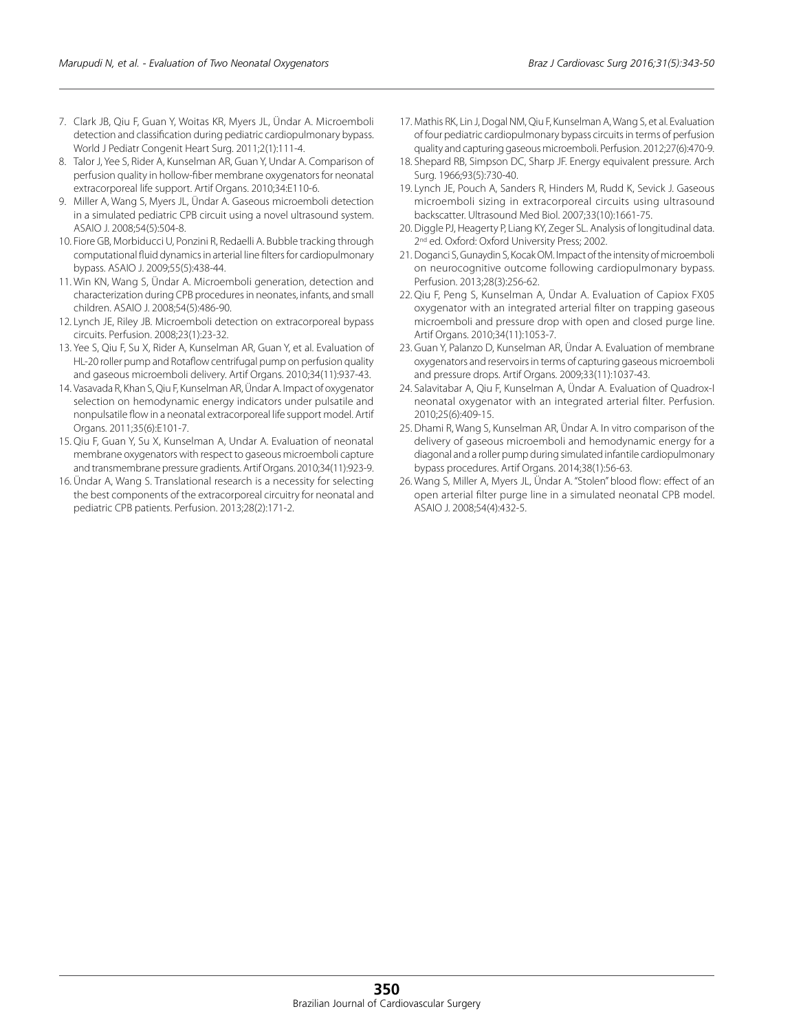7. Clark JB, Qiu F, Guan Y, Woitas KR, Myers JL, Ündar A. Microemboli detection and classification during pediatric cardiopulmonary bypass. World J Pediatr Congenit Heart Surg. 2011;2(1):111-4.
8. Talor J, Yee S, Rider A, Kunselman AR, Guan Y, Undar A. Comparison of perfusion quality in hollow-fiber membrane oxygenators for neonatal extracorporeal life support. Artif Organs. 2010;34:E110-6.
9. Miller A, Wang S, Myers JL, Ündar A. Gaseous microemboli detection in a simulated pediatric CPB circuit using a novel ultrasound system. ASAIO J. 2008;54(5):504-8.
10. Fiore GB, Morbiducci U, Ponzini R, Redaelli A. Bubble tracking through computational fluid dynamics in arterial line filters for cardiopulmonary bypass. ASAIO J. 2009;55(5):438-44.
11. Win KN, Wang S, Ündar A. Microemboli generation, detection and characterization during CPB procedures in neonates, infants, and small children. ASAIO J. 2008;54(5):486-90.
12. Lynch JE, Riley JB. Microemboli detection on extracorporeal bypass circuits. Perfusion. 2008;23(1):23-32.
13. Yee S, Qiu F, Su X, Rider A, Kunselman AR, Guan Y, et al. Evaluation of HL-20 roller pump and Rotaflow centrifugal pump on perfusion quality and gaseous microemboli delivery. Artif Organs. 2010;34(11):937-43.
14. Vasavada R, Khan S, Qiu F, Kunselman AR, Ündar A. Impact of oxygenator selection on hemodynamic energy indicators under pulsatile and nonpulsatile flow in a neonatal extracorporeal life support model. Artif Organs. 2011;35(6):E101-7.
15. Qiu F, Guan Y, Su X, Kunselman A, Undar A. Evaluation of neonatal membrane oxygenators with respect to gaseous microemboli capture and transmembrane pressure gradients. Artif Organs. 2010;34(11):923-9.
16. Ündar A, Wang S. Translational research is a necessity for selecting the best components of the extracorporeal circuitry for neonatal and pediatric CPB patients. Perfusion. 2013;28(2):171-2.
17. Mathis RK, Lin J, Dogal NM, Qiu F, Kunselman A, Wang S, et al. Evaluation of four pediatric cardiopulmonary bypass circuits in terms of perfusion quality and capturing gaseous microemboli. Perfusion. 2012;27(6):470-9.
18. Shepard RB, Simpson DC, Sharp JF. Energy equivalent pressure. Arch Surg. 1966;93(5):730-40.
19. Lynch JE, Pouch A, Sanders R, Hinders M, Rudd K, Sevick J. Gaseous microemboli sizing in extracorporeal circuits using ultrasound backscatter. Ultrasound Med Biol. 2007;33(10):1661-75.
20. Diggle PJ, Heagerty P, Liang KY, Zeger SL. Analysis of longitudinal data. 2nd ed. Oxford: Oxford University Press; 2002.
21. Doganci S, Gunaydin S, Kocak OM. Impact of the intensity of microemboli on neurocognitive outcome following cardiopulmonary bypass. Perfusion. 2013;28(3):256-62.
22. Qiu F, Peng S, Kunselman A, Ündar A. Evaluation of Capiox FX05 oxygenator with an integrated arterial filter on trapping gaseous microemboli and pressure drop with open and closed purge line. Artif Organs. 2010;34(11):1053-7.
23. Guan Y, Palanzo D, Kunselman AR, Ündar A. Evaluation of membrane oxygenators and reservoirs in terms of capturing gaseous microemboli and pressure drops. Artif Organs. 2009;33(11):1037-43.
24. Salavitabar A, Qiu F, Kunselman A, Ündar A. Evaluation of Quadrox-I neonatal oxygenator with an integrated arterial filter. Perfusion. 2010;25(6):409-15.
25. Dhami R, Wang S, Kunselman AR, Ündar A. In vitro comparison of the delivery of gaseous microemboli and hemodynamic energy for a diagonal and a roller pump during simulated infantile cardiopulmonary bypass procedures. Artif Organs. 2014;38(1):56-63.
26. Wang S, Miller A, Myers JL, Ündar A. "Stolen" blood flow: effect of an open arterial filter purge line in a simulated neonatal CPB model. ASAIO J. 2008;54(4):432-5.